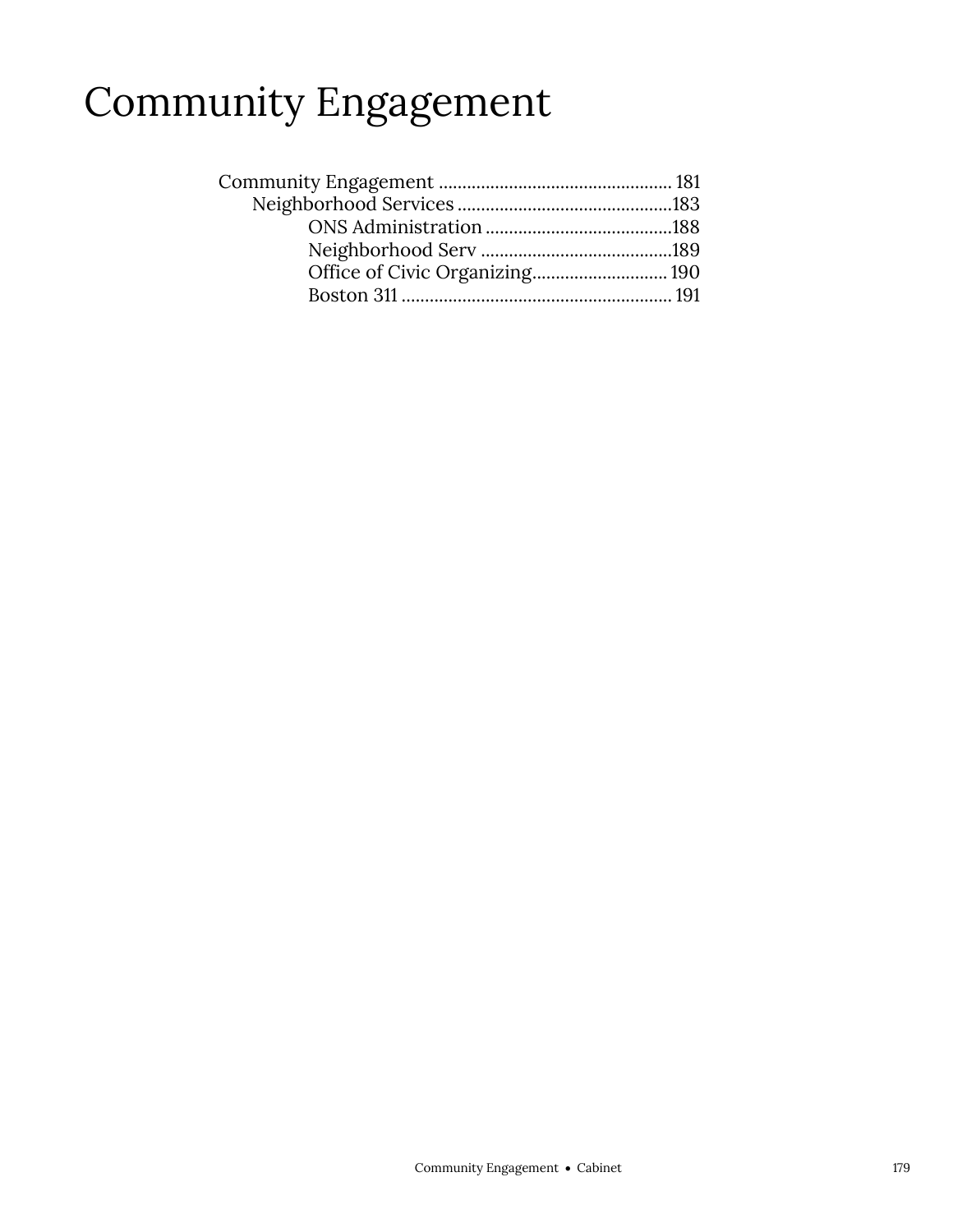# Community Engagement

Community Engagement .................................................. 181
- Neighborhood Services .............................................183
  - ONS Administration ........................................188
  - Neighborhood Serv .........................................189
  - Office of Civic Organizing............................. 190
  - Boston 311 .......................................................... 191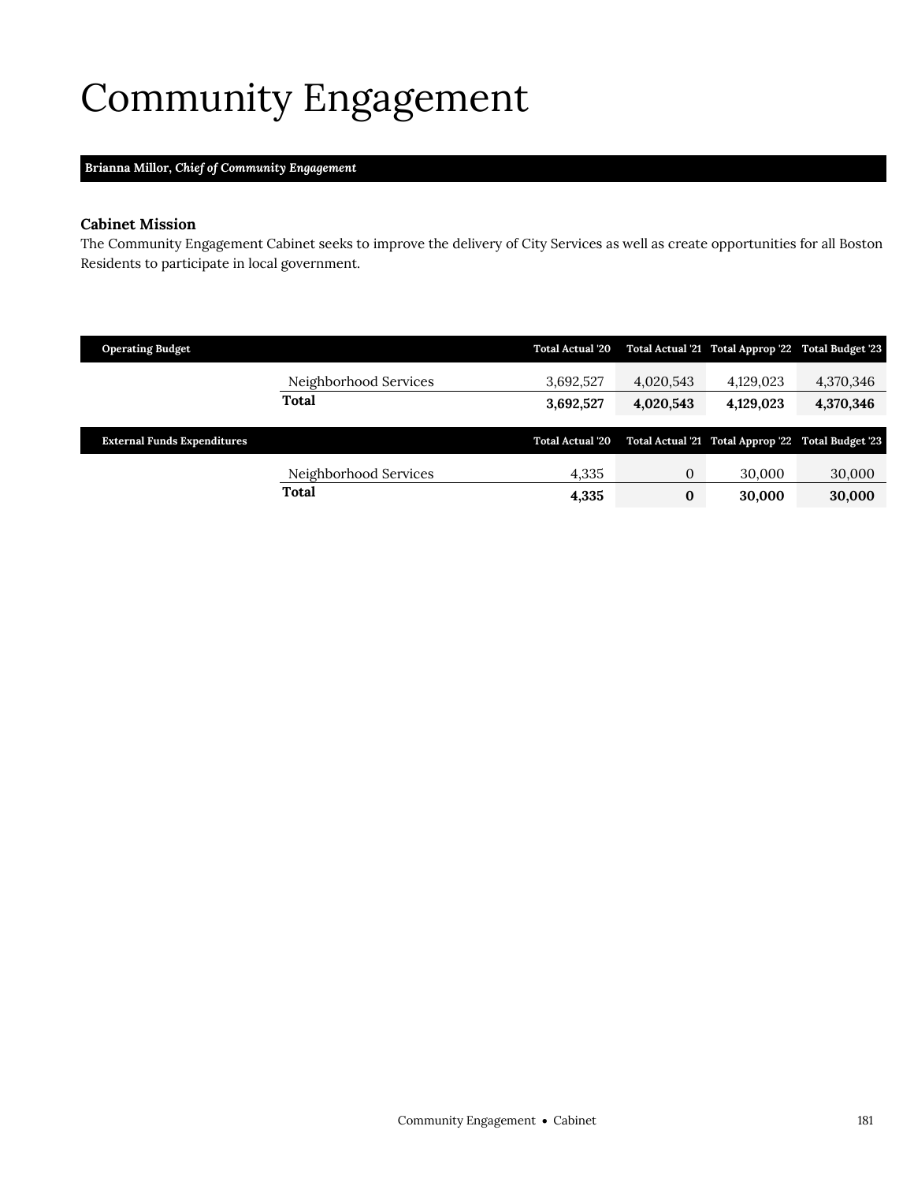# Community Engagement

**Brianna Millor, *Chief of Community Engagement***

### Cabinet Mission

The Community Engagement Cabinet seeks to improve the delivery of City Services as well as create opportunities for all Boston Residents to participate in local government.

| Operating Budget | | Total Actual '20 | Total Actual '21 | Total Approp '22 | Total Budget '23 |
|---|---|---|---|---|---|
| | Neighborhood Services | 3,692,527 | 4,020,543 | 4,129,023 | 4,370,346 |
| | **Total** | **3,692,527** | **4,020,543** | **4,129,023** | **4,370,346** |

| External Funds Expenditures | | Total Actual '20 | Total Actual '21 | Total Approp '22 | Total Budget '23 |
|---|---|---|---|---|---|
| | Neighborhood Services | 4,335 | 0 | 30,000 | 30,000 |
| | **Total** | **4,335** | **0** | **30,000** | **30,000** |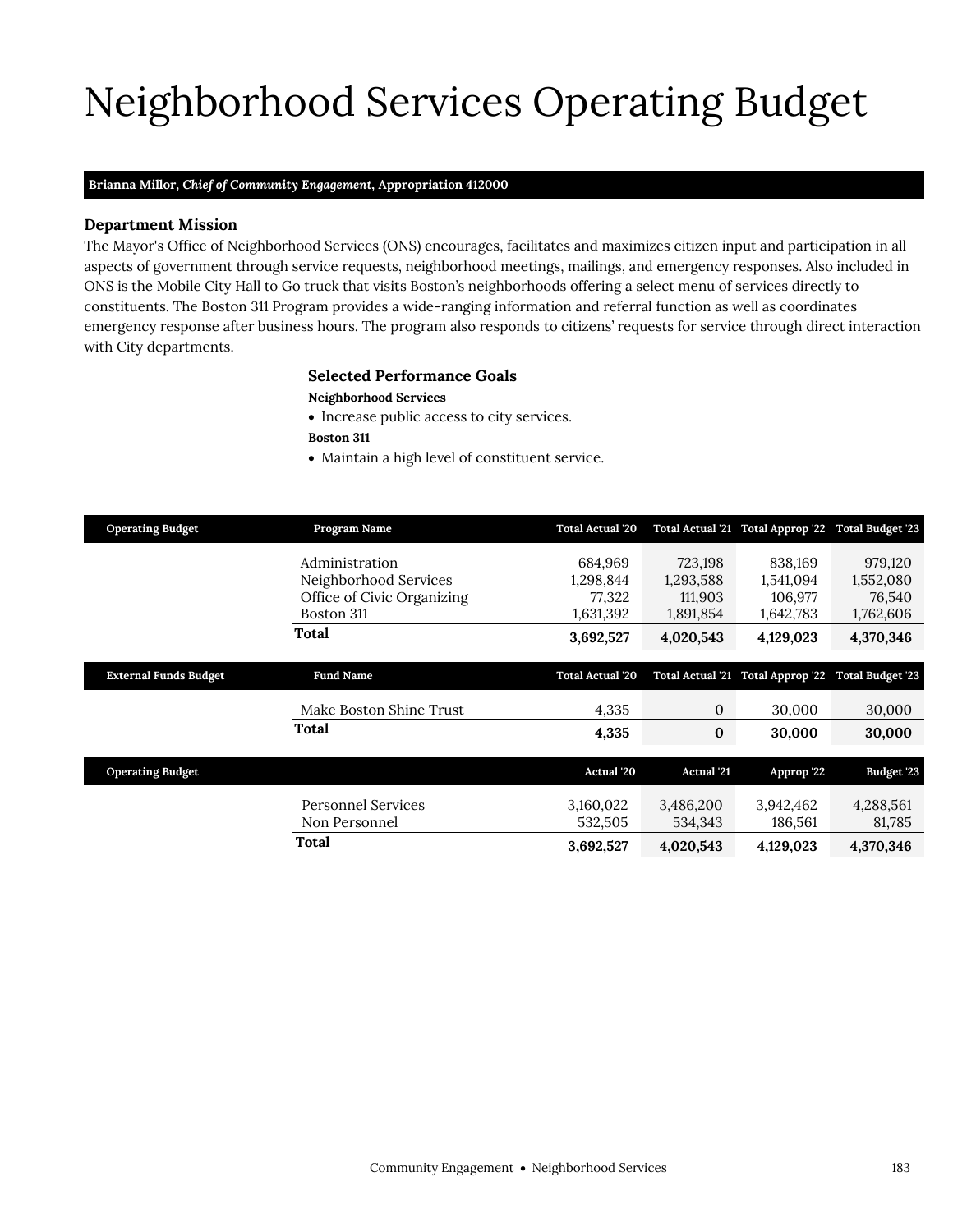# Neighborhood Services Operating Budget

**Brianna Millor, *Chief of Community Engagement*, Appropriation 412000**

### Department Mission

The Mayor's Office of Neighborhood Services (ONS) encourages, facilitates and maximizes citizen input and participation in all aspects of government through service requests, neighborhood meetings, mailings, and emergency responses. Also included in ONS is the Mobile City Hall to Go truck that visits Boston's neighborhoods offering a select menu of services directly to constituents. The Boston 311 Program provides a wide-ranging information and referral function as well as coordinates emergency response after business hours. The program also responds to citizens' requests for service through direct interaction with City departments.

### Selected Performance Goals

**Neighborhood Services**

- Increase public access to city services.

**Boston 311**

- Maintain a high level of constituent service.

| Operating Budget | Program Name | Total Actual '20 | Total Actual '21 | Total Approp '22 | Total Budget '23 |
|---|---|---|---|---|---|
| | Administration | 684,969 | 723,198 | 838,169 | 979,120 |
| | Neighborhood Services | 1,298,844 | 1,293,588 | 1,541,094 | 1,552,080 |
| | Office of Civic Organizing | 77,322 | 111,903 | 106,977 | 76,540 |
| | Boston 311 | 1,631,392 | 1,891,854 | 1,642,783 | 1,762,606 |
| | **Total** | **3,692,527** | **4,020,543** | **4,129,023** | **4,370,346** |

| External Funds Budget | Fund Name | Total Actual '20 | Total Actual '21 | Total Approp '22 | Total Budget '23 |
|---|---|---|---|---|---|
| | Make Boston Shine Trust | 4,335 | 0 | 30,000 | 30,000 |
| | **Total** | **4,335** | **0** | **30,000** | **30,000** |

| Operating Budget | | Actual '20 | Actual '21 | Approp '22 | Budget '23 |
|---|---|---|---|---|---|
| | Personnel Services | 3,160,022 | 3,486,200 | 3,942,462 | 4,288,561 |
| | Non Personnel | 532,505 | 534,343 | 186,561 | 81,785 |
| | **Total** | **3,692,527** | **4,020,543** | **4,129,023** | **4,370,346** |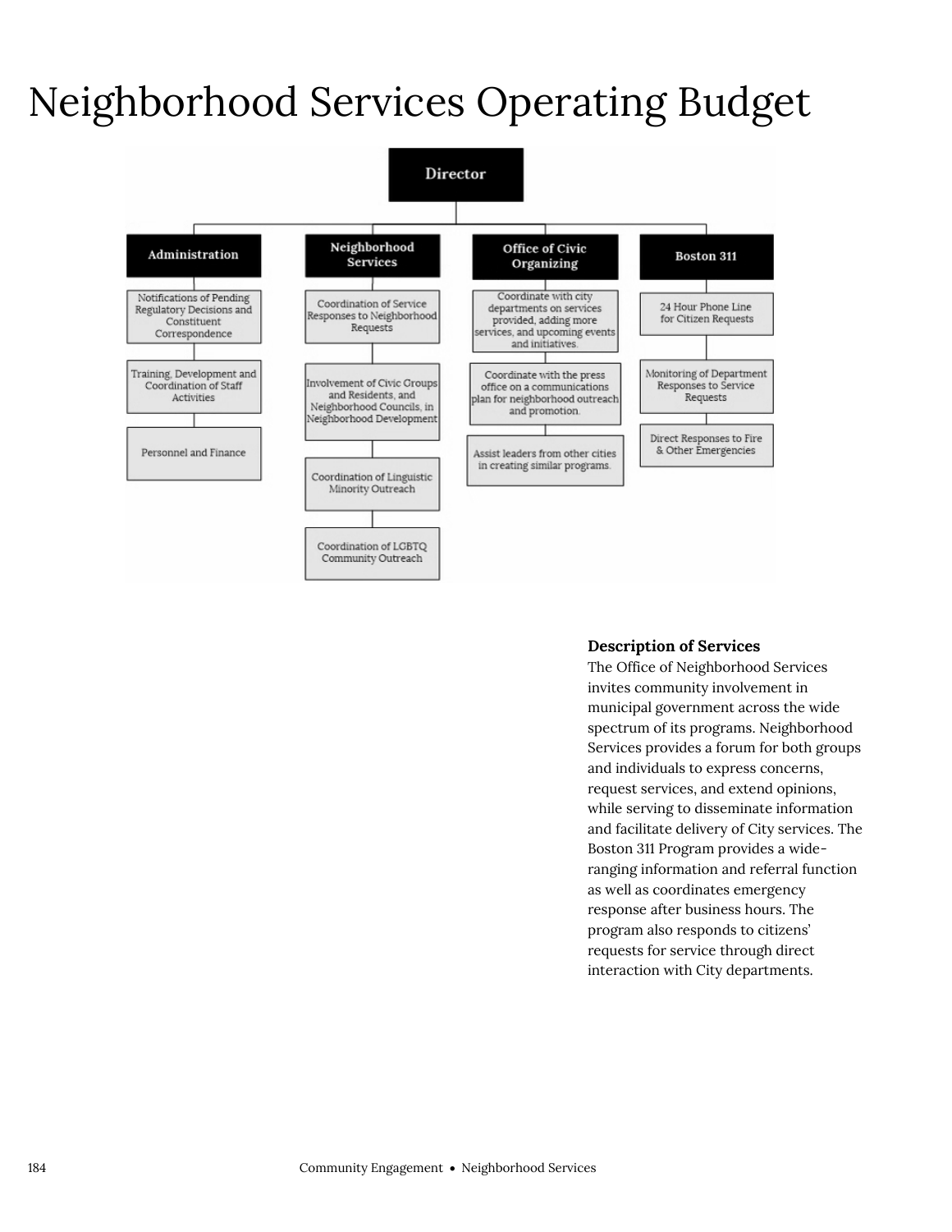# Neighborhood Services Operating Budget

- **Director**
  - **Administration**
    - Notifications of Pending Regulatory Decisions and Constituent Correspondence
    - Training, Development and Coordination of Staff Activities
    - Personnel and Finance
  - **Neighborhood Services**
    - Coordination of Service Responses to Neighborhood Requests
    - Involvement of Civic Groups and Residents, and Neighborhood Councils, in Neighborhood Development
    - Coordination of Linguistic Minority Outreach
    - Coordination of LGBTQ Community Outreach
  - **Office of Civic Organizing**
    - Coordinate with city departments on services provided, adding more services, and upcoming events and initiatives.
    - Coordinate with the press office on a communications plan for neighborhood outreach and promotion.
    - Assist leaders from other cities in creating similar programs.
  - **Boston 311**
    - 24 Hour Phone Line for Citizen Requests
    - Monitoring of Department Responses to Service Requests
    - Direct Responses to Fire & Other Emergencies

**Description of Services**

The Office of Neighborhood Services invites community involvement in municipal government across the wide spectrum of its programs. Neighborhood Services provides a forum for both groups and individuals to express concerns, request services, and extend opinions, while serving to disseminate information and facilitate delivery of City services. The Boston 311 Program provides a wide-ranging information and referral function as well as coordinates emergency response after business hours. The program also responds to citizens' requests for service through direct interaction with City departments.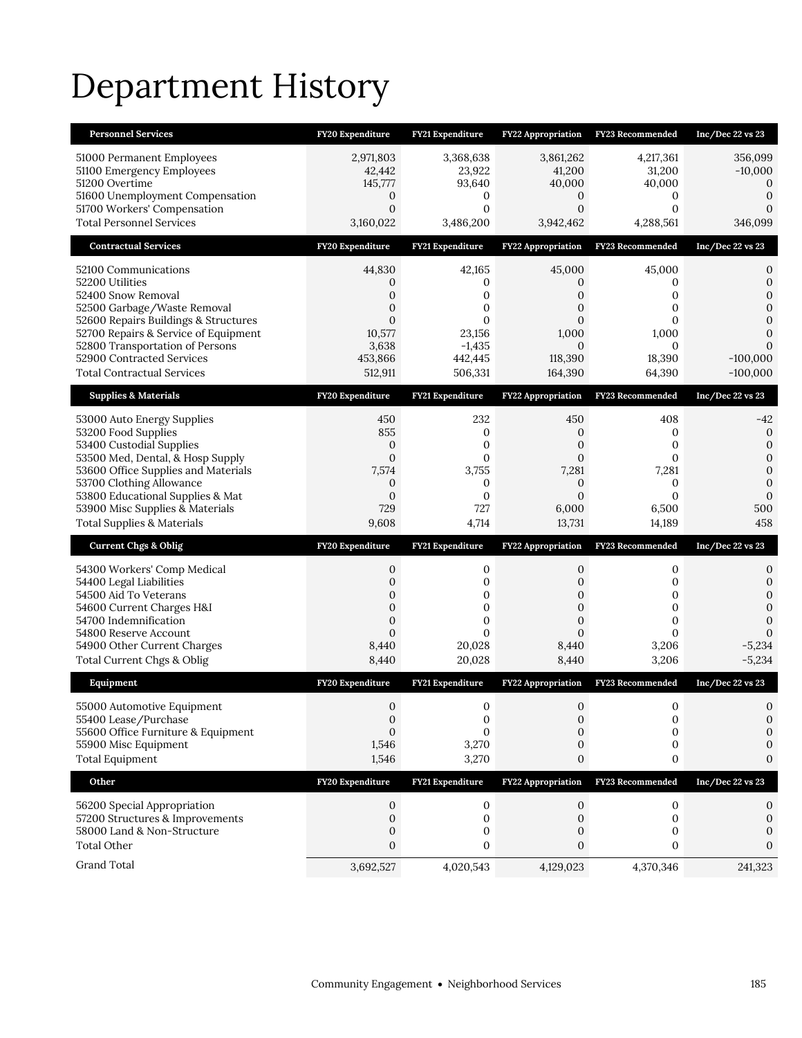# Department History

| Personnel Services | FY20 Expenditure | FY21 Expenditure | FY22 Appropriation | FY23 Recommended | Inc/Dec 22 vs 23 |
|---|---|---|---|---|---|
| 51000 Permanent Employees | 2,971,803 | 3,368,638 | 3,861,262 | 4,217,361 | 356,099 |
| 51100 Emergency Employees | 42,442 | 23,922 | 41,200 | 31,200 | -10,000 |
| 51200 Overtime | 145,777 | 93,640 | 40,000 | 40,000 | 0 |
| 51600 Unemployment Compensation | 0 | 0 | 0 | 0 | 0 |
| 51700 Workers' Compensation | 0 | 0 | 0 | 0 | 0 |
| Total Personnel Services | 3,160,022 | 3,486,200 | 3,942,462 | 4,288,561 | 346,099 |

| Contractual Services | FY20 Expenditure | FY21 Expenditure | FY22 Appropriation | FY23 Recommended | Inc/Dec 22 vs 23 |
|---|---|---|---|---|---|
| 52100 Communications | 44,830 | 42,165 | 45,000 | 45,000 | 0 |
| 52200 Utilities | 0 | 0 | 0 | 0 | 0 |
| 52400 Snow Removal | 0 | 0 | 0 | 0 | 0 |
| 52500 Garbage/Waste Removal | 0 | 0 | 0 | 0 | 0 |
| 52600 Repairs Buildings & Structures | 0 | 0 | 0 | 0 | 0 |
| 52700 Repairs & Service of Equipment | 10,577 | 23,156 | 1,000 | 1,000 | 0 |
| 52800 Transportation of Persons | 3,638 | -1,435 | 0 | 0 | 0 |
| 52900 Contracted Services | 453,866 | 442,445 | 118,390 | 18,390 | -100,000 |
| Total Contractual Services | 512,911 | 506,331 | 164,390 | 64,390 | -100,000 |

| Supplies & Materials | FY20 Expenditure | FY21 Expenditure | FY22 Appropriation | FY23 Recommended | Inc/Dec 22 vs 23 |
|---|---|---|---|---|---|
| 53000 Auto Energy Supplies | 450 | 232 | 450 | 408 | -42 |
| 53200 Food Supplies | 855 | 0 | 0 | 0 | 0 |
| 53400 Custodial Supplies | 0 | 0 | 0 | 0 | 0 |
| 53500 Med, Dental, & Hosp Supply | 0 | 0 | 0 | 0 | 0 |
| 53600 Office Supplies and Materials | 7,574 | 3,755 | 7,281 | 7,281 | 0 |
| 53700 Clothing Allowance | 0 | 0 | 0 | 0 | 0 |
| 53800 Educational Supplies & Mat | 0 | 0 | 0 | 0 | 0 |
| 53900 Misc Supplies & Materials | 729 | 727 | 6,000 | 6,500 | 500 |
| Total Supplies & Materials | 9,608 | 4,714 | 13,731 | 14,189 | 458 |

| Current Chgs & Oblig | FY20 Expenditure | FY21 Expenditure | FY22 Appropriation | FY23 Recommended | Inc/Dec 22 vs 23 |
|---|---|---|---|---|---|
| 54300 Workers' Comp Medical | 0 | 0 | 0 | 0 | 0 |
| 54400 Legal Liabilities | 0 | 0 | 0 | 0 | 0 |
| 54500 Aid To Veterans | 0 | 0 | 0 | 0 | 0 |
| 54600 Current Charges H&I | 0 | 0 | 0 | 0 | 0 |
| 54700 Indemnification | 0 | 0 | 0 | 0 | 0 |
| 54800 Reserve Account | 0 | 0 | 0 | 0 | 0 |
| 54900 Other Current Charges | 8,440 | 20,028 | 8,440 | 3,206 | -5,234 |
| Total Current Chgs & Oblig | 8,440 | 20,028 | 8,440 | 3,206 | -5,234 |

| Equipment | FY20 Expenditure | FY21 Expenditure | FY22 Appropriation | FY23 Recommended | Inc/Dec 22 vs 23 |
|---|---|---|---|---|---|
| 55000 Automotive Equipment | 0 | 0 | 0 | 0 | 0 |
| 55400 Lease/Purchase | 0 | 0 | 0 | 0 | 0 |
| 55600 Office Furniture & Equipment | 0 | 0 | 0 | 0 | 0 |
| 55900 Misc Equipment | 1,546 | 3,270 | 0 | 0 | 0 |
| Total Equipment | 1,546 | 3,270 | 0 | 0 | 0 |

| Other | FY20 Expenditure | FY21 Expenditure | FY22 Appropriation | FY23 Recommended | Inc/Dec 22 vs 23 |
|---|---|---|---|---|---|
| 56200 Special Appropriation | 0 | 0 | 0 | 0 | 0 |
| 57200 Structures & Improvements | 0 | 0 | 0 | 0 | 0 |
| 58000 Land & Non-Structure | 0 | 0 | 0 | 0 | 0 |
| Total Other | 0 | 0 | 0 | 0 | 0 |
| Grand Total | 3,692,527 | 4,020,543 | 4,129,023 | 4,370,346 | 241,323 |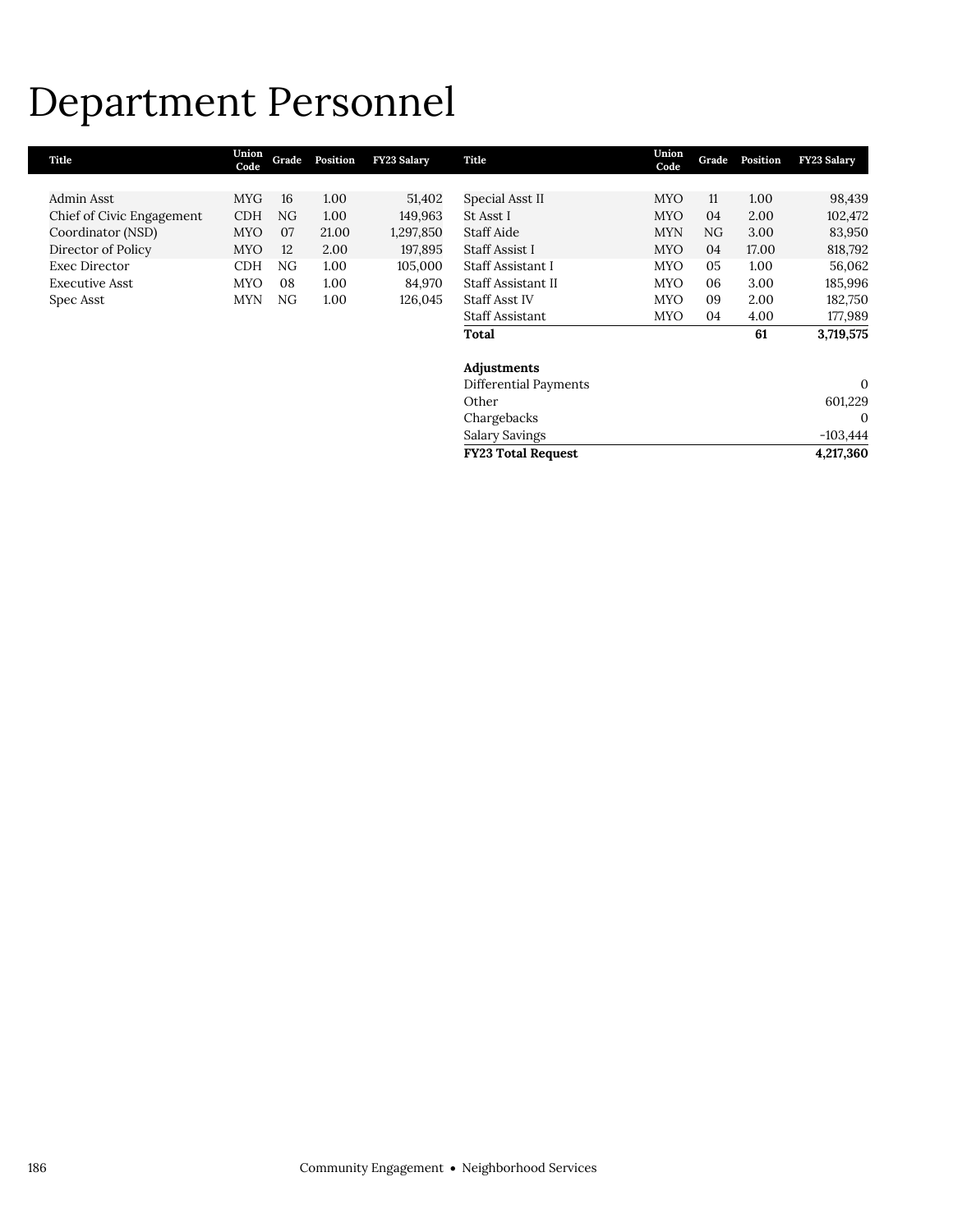# Department Personnel

| Title | Union Code | Grade | Position | FY23 Salary |
|---|---|---|---|---|
| Admin Asst | MYG | 16 | 1.00 | 51,402 |
| Chief of Civic Engagement | CDH | NG | 1.00 | 149,963 |
| Coordinator (NSD) | MYO | 07 | 21.00 | 1,297,850 |
| Director of Policy | MYO | 12 | 2.00 | 197,895 |
| Exec Director | CDH | NG | 1.00 | 105,000 |
| Executive Asst | MYO | 08 | 1.00 | 84,970 |
| Spec Asst | MYN | NG | 1.00 | 126,045 |
| Special Asst II | MYO | 11 | 1.00 | 98,439 |
| St Asst I | MYO | 04 | 2.00 | 102,472 |
| Staff Aide | MYN | NG | 3.00 | 83,950 |
| Staff Assist I | MYO | 04 | 17.00 | 818,792 |
| Staff Assistant I | MYO | 05 | 1.00 | 56,062 |
| Staff Assistant II | MYO | 06 | 3.00 | 185,996 |
| Staff Asst IV | MYO | 09 | 2.00 | 182,750 |
| Staff Assistant | MYO | 04 | 4.00 | 177,989 |
| **Total** | | | **61** | **3,719,575** |

| Adjustments | |
|---|---|
| Differential Payments | 0 |
| Other | 601,229 |
| Chargebacks | 0 |
| Salary Savings | -103,444 |
| **FY23 Total Request** | **4,217,360** |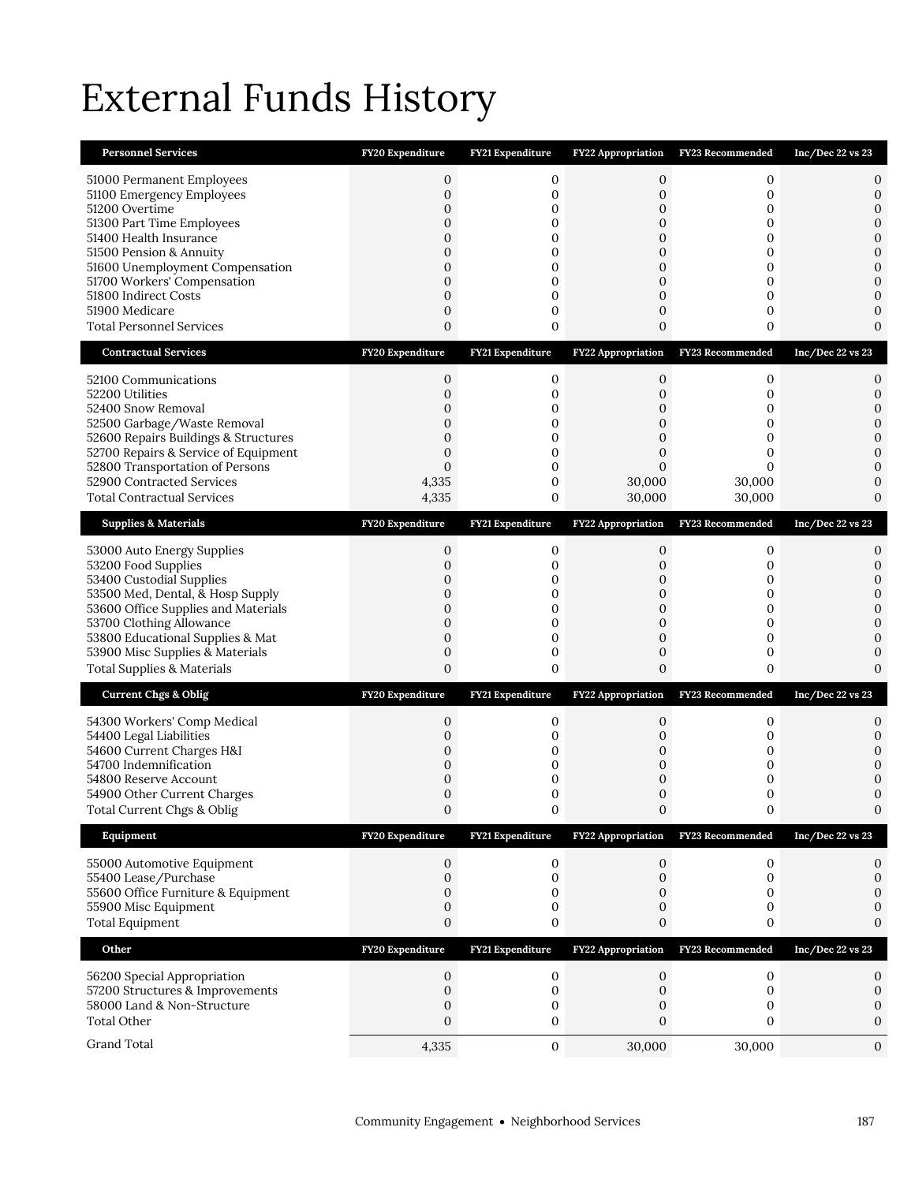# External Funds History

| Personnel Services | FY20 Expenditure | FY21 Expenditure | FY22 Appropriation | FY23 Recommended | Inc/Dec 22 vs 23 |
|---|---|---|---|---|---|
| 51000 Permanent Employees | 0 | 0 | 0 | 0 | 0 |
| 51100 Emergency Employees | 0 | 0 | 0 | 0 | 0 |
| 51200 Overtime | 0 | 0 | 0 | 0 | 0 |
| 51300 Part Time Employees | 0 | 0 | 0 | 0 | 0 |
| 51400 Health Insurance | 0 | 0 | 0 | 0 | 0 |
| 51500 Pension & Annuity | 0 | 0 | 0 | 0 | 0 |
| 51600 Unemployment Compensation | 0 | 0 | 0 | 0 | 0 |
| 51700 Workers' Compensation | 0 | 0 | 0 | 0 | 0 |
| 51800 Indirect Costs | 0 | 0 | 0 | 0 | 0 |
| 51900 Medicare | 0 | 0 | 0 | 0 | 0 |
| Total Personnel Services | 0 | 0 | 0 | 0 | 0 |

| Contractual Services | FY20 Expenditure | FY21 Expenditure | FY22 Appropriation | FY23 Recommended | Inc/Dec 22 vs 23 |
|---|---|---|---|---|---|
| 52100 Communications | 0 | 0 | 0 | 0 | 0 |
| 52200 Utilities | 0 | 0 | 0 | 0 | 0 |
| 52400 Snow Removal | 0 | 0 | 0 | 0 | 0 |
| 52500 Garbage/Waste Removal | 0 | 0 | 0 | 0 | 0 |
| 52600 Repairs Buildings & Structures | 0 | 0 | 0 | 0 | 0 |
| 52700 Repairs & Service of Equipment | 0 | 0 | 0 | 0 | 0 |
| 52800 Transportation of Persons | 0 | 0 | 0 | 0 | 0 |
| 52900 Contracted Services | 4,335 | 0 | 30,000 | 30,000 | 0 |
| Total Contractual Services | 4,335 | 0 | 30,000 | 30,000 | 0 |

| Supplies & Materials | FY20 Expenditure | FY21 Expenditure | FY22 Appropriation | FY23 Recommended | Inc/Dec 22 vs 23 |
|---|---|---|---|---|---|
| 53000 Auto Energy Supplies | 0 | 0 | 0 | 0 | 0 |
| 53200 Food Supplies | 0 | 0 | 0 | 0 | 0 |
| 53400 Custodial Supplies | 0 | 0 | 0 | 0 | 0 |
| 53500 Med, Dental, & Hosp Supply | 0 | 0 | 0 | 0 | 0 |
| 53600 Office Supplies and Materials | 0 | 0 | 0 | 0 | 0 |
| 53700 Clothing Allowance | 0 | 0 | 0 | 0 | 0 |
| 53800 Educational Supplies & Mat | 0 | 0 | 0 | 0 | 0 |
| 53900 Misc Supplies & Materials | 0 | 0 | 0 | 0 | 0 |
| Total Supplies & Materials | 0 | 0 | 0 | 0 | 0 |

| Current Chgs & Oblig | FY20 Expenditure | FY21 Expenditure | FY22 Appropriation | FY23 Recommended | Inc/Dec 22 vs 23 |
|---|---|---|---|---|---|
| 54300 Workers' Comp Medical | 0 | 0 | 0 | 0 | 0 |
| 54400 Legal Liabilities | 0 | 0 | 0 | 0 | 0 |
| 54600 Current Charges H&I | 0 | 0 | 0 | 0 | 0 |
| 54700 Indemnification | 0 | 0 | 0 | 0 | 0 |
| 54800 Reserve Account | 0 | 0 | 0 | 0 | 0 |
| 54900 Other Current Charges | 0 | 0 | 0 | 0 | 0 |
| Total Current Chgs & Oblig | 0 | 0 | 0 | 0 | 0 |

| Equipment | FY20 Expenditure | FY21 Expenditure | FY22 Appropriation | FY23 Recommended | Inc/Dec 22 vs 23 |
|---|---|---|---|---|---|
| 55000 Automotive Equipment | 0 | 0 | 0 | 0 | 0 |
| 55400 Lease/Purchase | 0 | 0 | 0 | 0 | 0 |
| 55600 Office Furniture & Equipment | 0 | 0 | 0 | 0 | 0 |
| 55900 Misc Equipment | 0 | 0 | 0 | 0 | 0 |
| Total Equipment | 0 | 0 | 0 | 0 | 0 |

| Other | FY20 Expenditure | FY21 Expenditure | FY22 Appropriation | FY23 Recommended | Inc/Dec 22 vs 23 |
|---|---|---|---|---|---|
| 56200 Special Appropriation | 0 | 0 | 0 | 0 | 0 |
| 57200 Structures & Improvements | 0 | 0 | 0 | 0 | 0 |
| 58000 Land & Non-Structure | 0 | 0 | 0 | 0 | 0 |
| Total Other | 0 | 0 | 0 | 0 | 0 |
| Grand Total | 4,335 | 0 | 30,000 | 30,000 | 0 |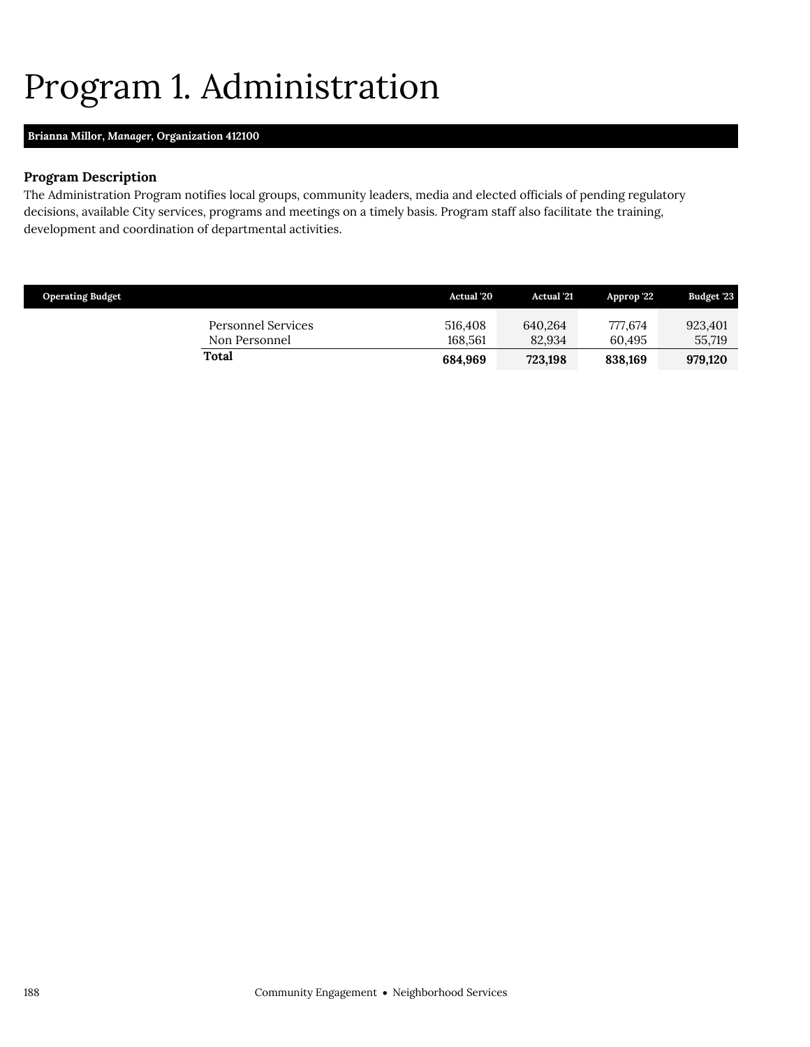# Program 1. Administration

**Brianna Millor, *Manager*, Organization 412100**

### Program Description

The Administration Program notifies local groups, community leaders, media and elected officials of pending regulatory decisions, available City services, programs and meetings on a timely basis. Program staff also facilitate the training, development and coordination of departmental activities.

| Operating Budget | Actual '20 | Actual '21 | Approp '22 | Budget '23 |
|---|---|---|---|---|
| Personnel Services | 516,408 | 640,264 | 777,674 | 923,401 |
| Non Personnel | 168,561 | 82,934 | 60,495 | 55,719 |
| **Total** | **684,969** | **723,198** | **838,169** | **979,120** |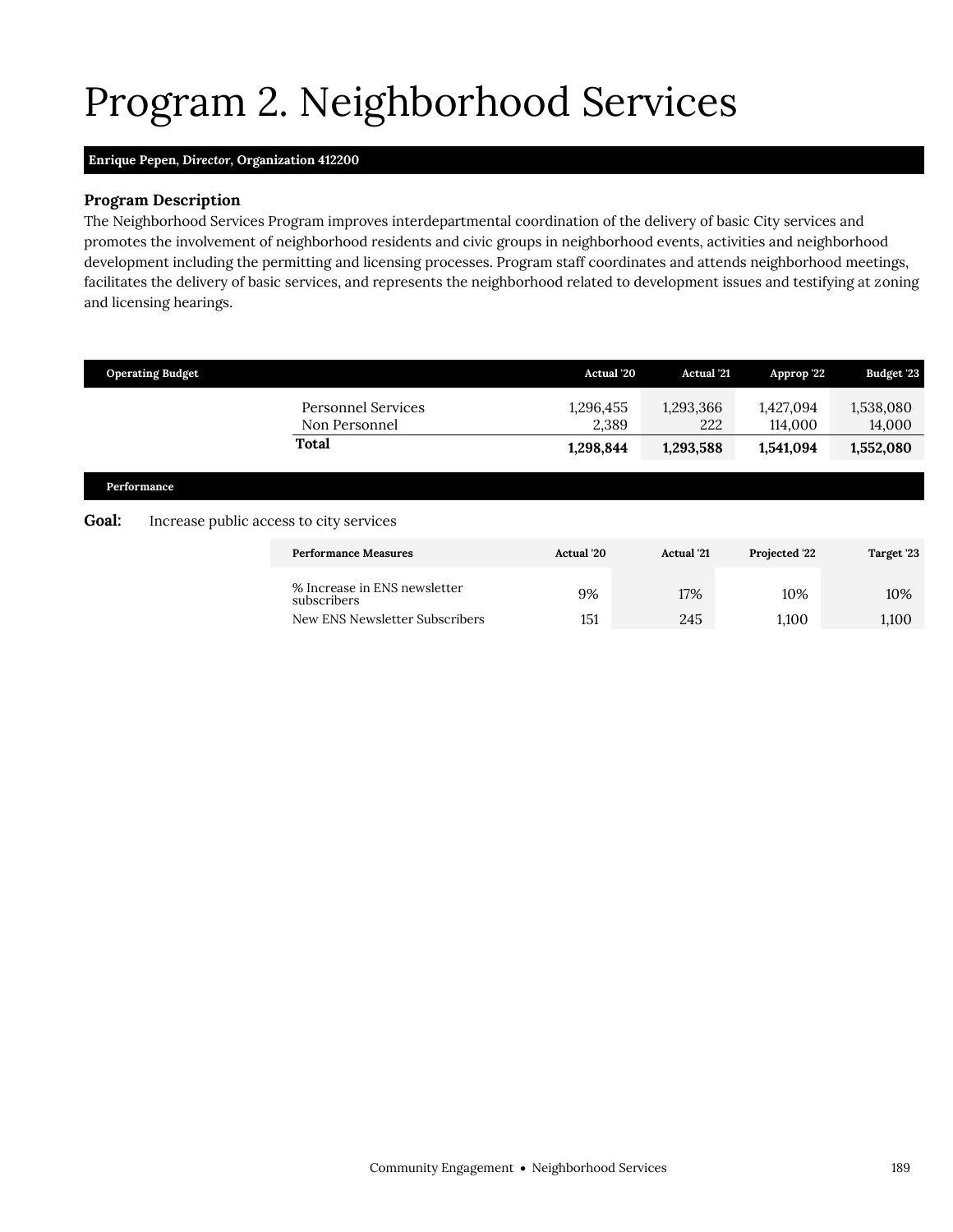# Program 2. Neighborhood Services

**Enrique Pepen, *Director*, Organization 412200**

### Program Description

The Neighborhood Services Program improves interdepartmental coordination of the delivery of basic City services and promotes the involvement of neighborhood residents and civic groups in neighborhood events, activities and neighborhood development including the permitting and licensing processes. Program staff coordinates and attends neighborhood meetings, facilitates the delivery of basic services, and represents the neighborhood related to development issues and testifying at zoning and licensing hearings.

| Operating Budget | Actual '20 | Actual '21 | Approp '22 | Budget '23 |
|---|---|---|---|---|
| Personnel Services | 1,296,455 | 1,293,366 | 1,427,094 | 1,538,080 |
| Non Personnel | 2,389 | 222 | 114,000 | 14,000 |
| **Total** | **1,298,844** | **1,293,588** | **1,541,094** | **1,552,080** |

### Performance

**Goal:** Increase public access to city services

| Performance Measures | Actual '20 | Actual '21 | Projected '22 | Target '23 |
|---|---|---|---|---|
| % Increase in ENS newsletter subscribers | 9% | 17% | 10% | 10% |
| New ENS Newsletter Subscribers | 151 | 245 | 1,100 | 1,100 |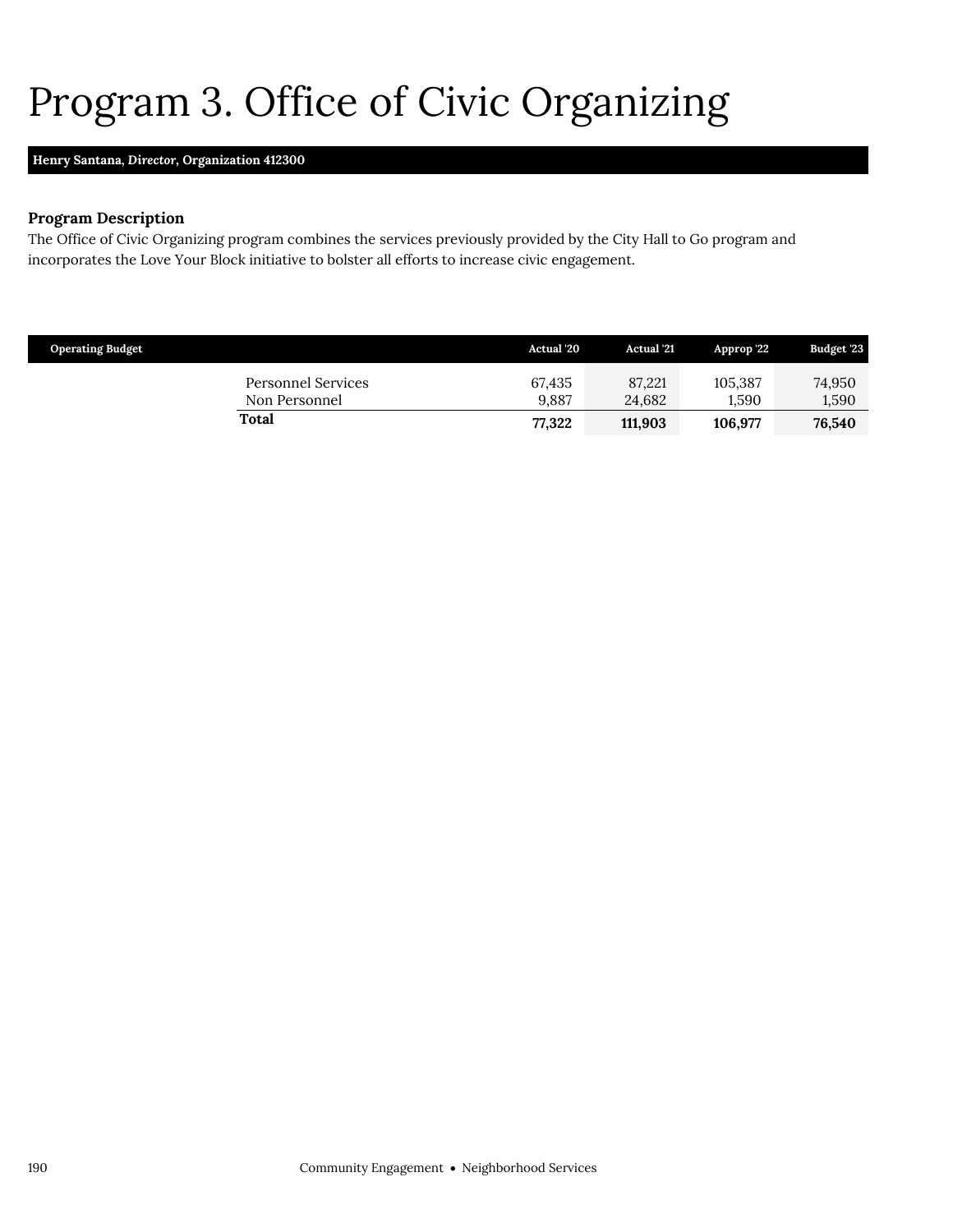# Program 3. Office of Civic Organizing

**Henry Santana,** ***Director*****, Organization 412300**

### Program Description

The Office of Civic Organizing program combines the services previously provided by the City Hall to Go program and incorporates the Love Your Block initiative to bolster all efforts to increase civic engagement.

| Operating Budget | Actual '20 | Actual '21 | Approp '22 | Budget '23 |
|---|---|---|---|---|
| Personnel Services | 67,435 | 87,221 | 105,387 | 74,950 |
| Non Personnel | 9,887 | 24,682 | 1,590 | 1,590 |
| **Total** | **77,322** | **111,903** | **106,977** | **76,540** |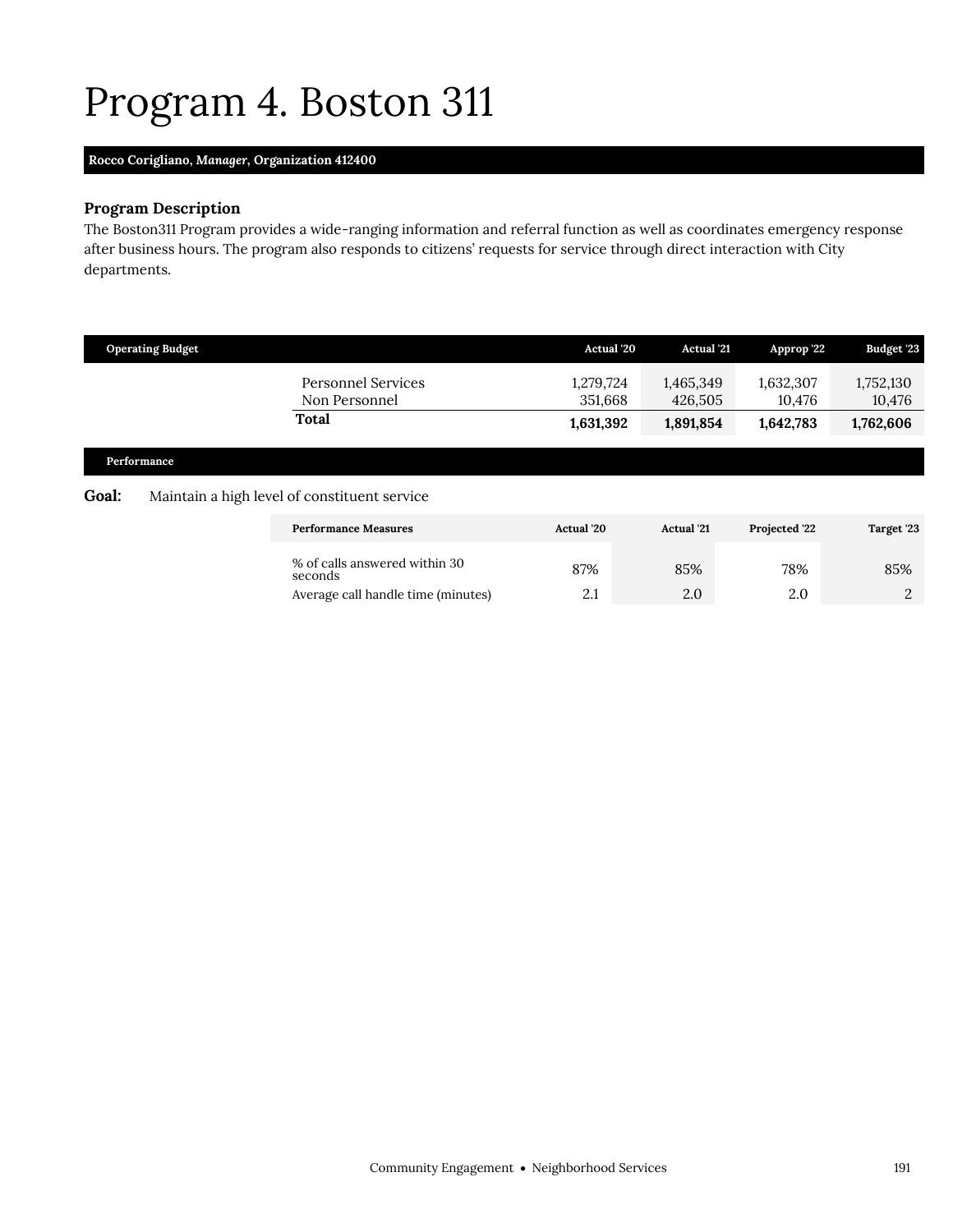# Program 4. Boston 311

**Rocco Corigliano, *Manager*, Organization 412400**

### Program Description

The Boston311 Program provides a wide-ranging information and referral function as well as coordinates emergency response after business hours. The program also responds to citizens' requests for service through direct interaction with City departments.

| Operating Budget | Actual '20 | Actual '21 | Approp '22 | Budget '23 |
|---|---|---|---|---|
| Personnel Services | 1,279,724 | 1,465,349 | 1,632,307 | 1,752,130 |
| Non Personnel | 351,668 | 426,505 | 10,476 | 10,476 |
| **Total** | **1,631,392** | **1,891,854** | **1,642,783** | **1,762,606** |

### Performance

**Goal:** Maintain a high level of constituent service

| Performance Measures | Actual '20 | Actual '21 | Projected '22 | Target '23 |
|---|---|---|---|---|
| % of calls answered within 30 seconds | 87% | 85% | 78% | 85% |
| Average call handle time (minutes) | 2.1 | 2.0 | 2.0 | 2 |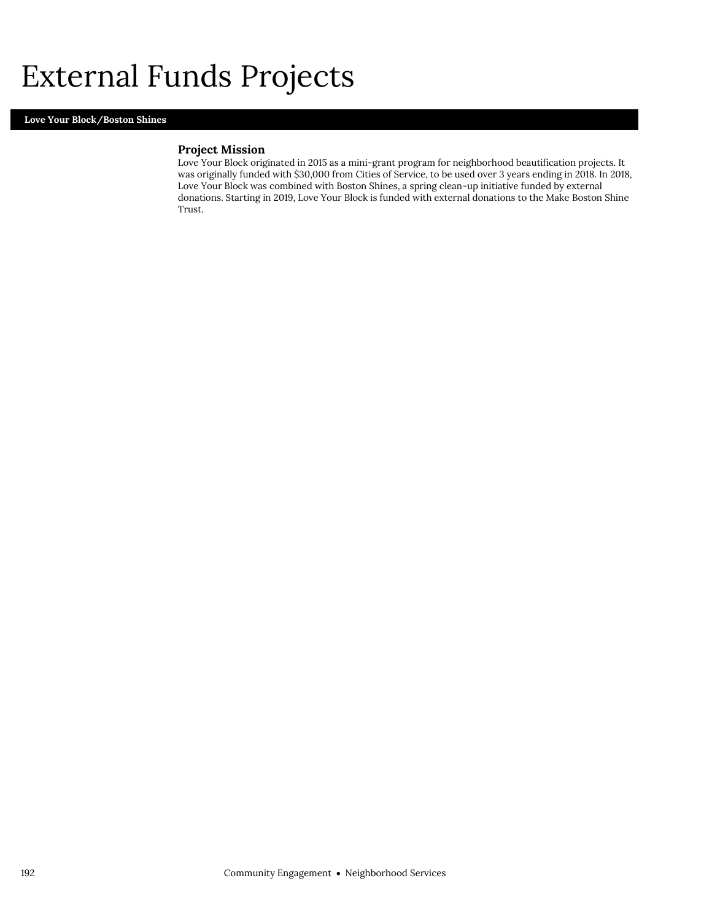# External Funds Projects

## Love Your Block/Boston Shines

### Project Mission

Love Your Block originated in 2015 as a mini-grant program for neighborhood beautification projects. It was originally funded with $30,000 from Cities of Service, to be used over 3 years ending in 2018. In 2018, Love Your Block was combined with Boston Shines, a spring clean-up initiative funded by external donations. Starting in 2019, Love Your Block is funded with external donations to the Make Boston Shine Trust.